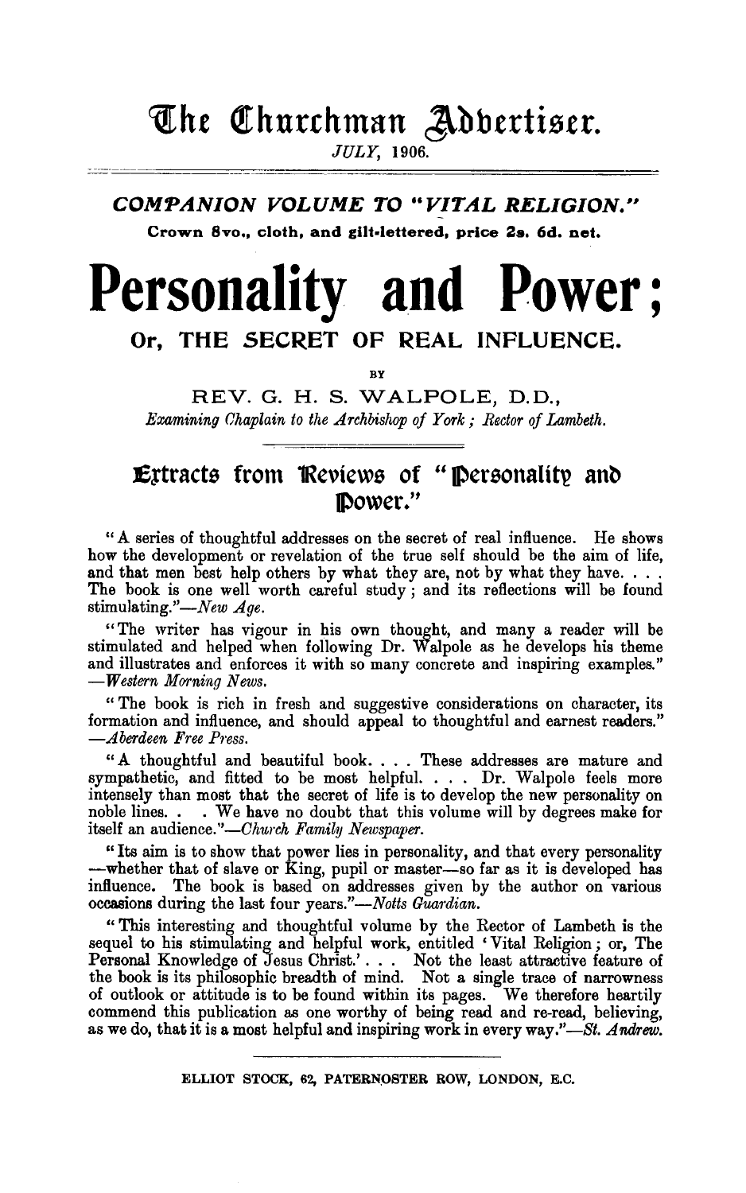# The Churchman Advertiser.

*JULY*, 1906.

## *COMPANION VOLUME TO "VITAL RELIGION."*

**Crown 8vo., cloth, and gilt-lettered, price 2s. 6d. net.**

# Personality and Power;

## Or, THE SECRET OF REAL INFLUENCE.

BY

### REV. G. H. S. WALPOLE, D.D.,

*Examining Chaplain to the Archbishop of York; Rector of Lambeth.*

## Extracts from Reviews of "Personality and Power."

"A series of thoughtful addresses on the secret of real influence. He shows how the development or revelation of the true self should be the aim of life, and that men best help others by what they are, not by what they have. . . . The book is one well worth careful study; and its reflections will be found stimulating."—*New Age.*

"The writer has vigour in his own thought, and many a reader will be stimulated and helped when following Dr. Walpole as he develops his theme and illustrates and enforces it with so many concrete and inspiring examples."—*Western Morning News.*

"The book is rich in fresh and suggestive considerations on character, its formation and influence, and should appeal to thoughtful and earnest readers."—*Aberdeen Free Press.*

"A thoughtful and beautiful book. . . . These addresses are mature and sympathetic, and fitted to be most helpful. . . . Dr. Walpole feels more intensely than most that the secret of life is to develop the new personality on noble lines. . . We have no doubt that this volume will by degrees make for itself an audience."—*Church Family Newspaper.*

"Its aim is to show that power lies in personality, and that every personality—whether that of slave or King, pupil or master—so far as it is developed has influence. The book is based on addresses given by the author on various occasions during the last four years."—*Notts Guardian.*

"This interesting and thoughtful volume by the Rector of Lambeth is the sequel to his stimulating and helpful work, entitled 'Vital Religion; or, The Personal Knowledge of Jesus Christ.' . . . Not the least attractive feature of the book is its philosophic breadth of mind. Not a single trace of narrowness of outlook or attitude is to be found within its pages. We therefore heartily commend this publication as one worthy of being read and re-read, believing, as we do, that it is a most helpful and inspiring work in every way."—*St. Andrew.*

ELLIOT STOCK, 62, PATERNOSTER ROW, LONDON, E.C.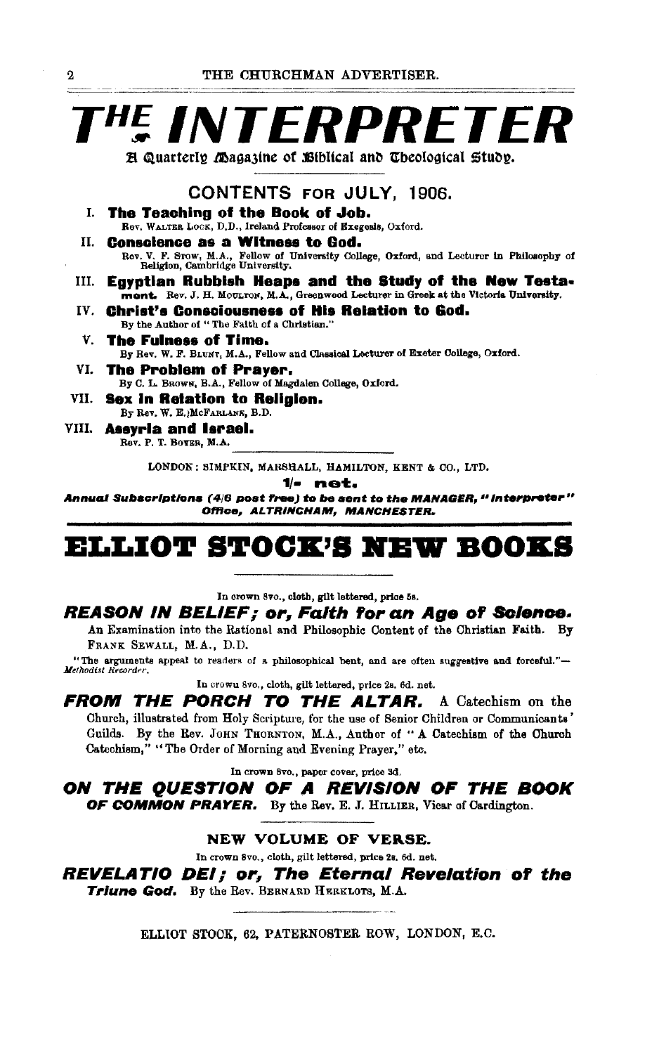# THE INTERPRETER

A Quarterly Magazine of Biblical and Theological Study.

## CONTENTS FOR JULY, 1906.

I. **The Teaching of the Book of Job.**
Rev. WALTER LOCK, D.D., Ireland Professor of Exegesis, Oxford.

II. **Conscience as a Witness to God.**
Rev. V. F. STOW, M.A., Fellow of University College, Oxford, and Lecturer in Philosophy of Religion, Cambridge University.

III. **Egyptian Rubbish Heaps and the Study of the New Testament.** Rev. J. H. MOULTON, M.A., Greenwood Lecturer in Greek at the Victoria University.

IV. **Christ's Consciousness of His Relation to God.**
By the Author of "The Faith of a Christian."

V. **The Fulness of Time.**
By Rev. W. F. BLUNT, M.A., Fellow and Classical Lecturer of Exeter College, Oxford.

VI. **The Problem of Prayer.**
By C. L. BROWN, B.A., Fellow of Magdalen College, Oxford.

VII. **Sex in Relation to Religion.**
By Rev. W. E. McFARLANE, B.D.

VIII. **Assyria and Israel.**
Rev. P. T. BOYER, M.A.

LONDON: SIMPKIN, MARSHALL, HAMILTON, KENT & CO., LTD.

**1/- net.**

***Annual Subscriptions (4/6 post free) to be sent to the MANAGER, "Interpreter" Office, ALTRINCHAM, MANCHESTER.***

# ELLIOT STOCK'S NEW BOOKS

In crown 8vo., cloth, gilt lettered, price 5s.

***REASON IN BELIEF; or, Faith for an Age of Science.*** An Examination into the Rational and Philosophic Content of the Christian Faith. By FRANK SEWALL, M.A., D.D.

"The arguments appeal to readers of a philosophical bent, and are often suggestive and forceful."—*Methodist Recorder.*

In crown 8vo., cloth, gilt lettered, price 2s. 6d. net.

***FROM THE PORCH TO THE ALTAR.*** A Catechism on the Church, illustrated from Holy Scripture, for the use of Senior Children or Communicants' Guilds. By the Rev. JOHN THORNTON, M.A., Author of "A Catechism of the Church Catechism," "The Order of Morning and Evening Prayer," etc.

In crown 8vo., paper cover, price 3d.

***ON THE QUESTION OF A REVISION OF THE BOOK OF COMMON PRAYER.*** By the Rev. E. J. HILLIER, Vicar of Cardington.

NEW VOLUME OF VERSE.

In crown 8vo., cloth, gilt lettered, price 2s. 6d. net.

***REVELATIO DEI; or, The Eternal Revelation of the Triune God.*** By the Rev. BERNARD HERKLOTS, M.A.

ELLIOT STOCK, 62, PATERNOSTER ROW, LONDON, E.C.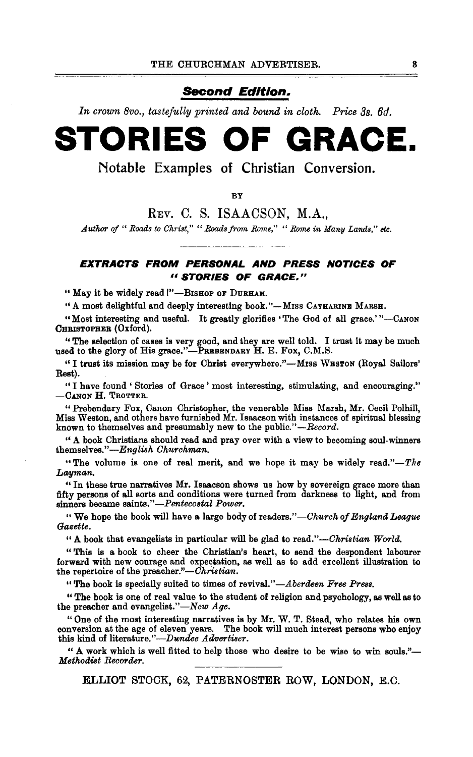**_Second Edition._**

*In crown 8vo., tastefully printed and bound in cloth. Price 3s. 6d.*

# STORIES OF GRACE.

## Notable Examples of Christian Conversion.

BY

REV. C. S. ISAACSON, M.A.,

*Author of "Roads to Christ," "Roads from Rome," "Rome in Many Lands," etc.*

### *EXTRACTS FROM PERSONAL AND PRESS NOTICES OF "STORIES OF GRACE."*

"May it be widely read!"—BISHOP OF DURHAM.

"A most delightful and deeply interesting book."—MISS CATHARINE MARSH.

"Most interesting and useful. It greatly glorifies 'The God of all grace.'"—CANON CHRISTOPHER (Oxford).

"The selection of cases is very good, and they are well told. I trust it may be much used to the glory of His grace."—PREBENDARY H. E. FOX, C.M.S.

"I trust its mission may be for Christ everywhere."—MISS WESTON (Royal Sailors' Rest).

"I have found 'Stories of Grace' most interesting, stimulating, and encouraging."—CANON H. TROTTER.

"Prebendary Fox, Canon Christopher, the venerable Miss Marsh, Mr. Cecil Polhill, Miss Weston, and others have furnished Mr. Isaacson with instances of spiritual blessing known to themselves and presumably new to the public."—*Record.*

"A book Christians should read and pray over with a view to becoming soul-winners themselves."—*English Churchman.*

"The volume is one of real merit, and we hope it may be widely read."—*The Layman.*

"In these true narratives Mr. Isaacson shows us how by sovereign grace more than fifty persons of all sorts and conditions were turned from darkness to light, and from sinners became saints."—*Pentecostal Power.*

"We hope the book will have a large body of readers."—*Church of England League Gazette.*

"A book that evangelists in particular will be glad to read."—*Christian World.*

"This is a book to cheer the Christian's heart, to send the despondent labourer forward with new courage and expectation, as well as to add excellent illustration to the repertoire of the preacher."—*Christian.*

"The book is specially suited to times of revival."—*Aberdeen Free Press.*

"The book is one of real value to the student of religion and psychology, as well as to the preacher and evangelist."—*New Age.*

"One of the most interesting narratives is by Mr. W. T. Stead, who relates his own conversion at the age of eleven years. The book will much interest persons who enjoy this kind of literature."—*Dundee Advertiser.*

"A work which is well fitted to help those who desire to be wise to win souls."—*Methodist Recorder.*

ELLIOT STOCK, 62, PATERNOSTER ROW, LONDON, E.C.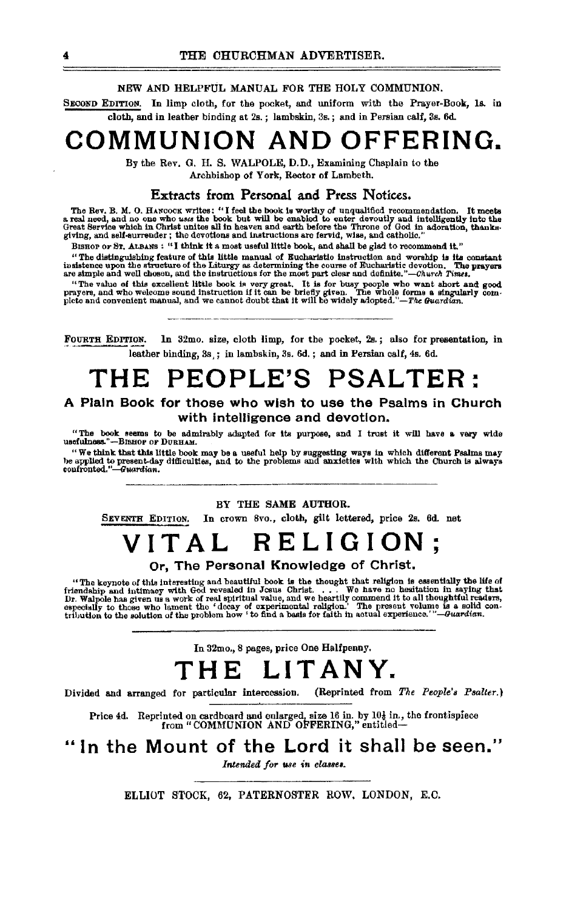NEW AND HELPFUL MANUAL FOR THE HOLY COMMUNION.

SECOND EDITION. In limp cloth, for the pocket, and uniform with the Prayer-Book, 1s. in cloth, and in leather binding at 2s.; lambskin, 3s.; and in Persian calf, 3s. 6d.

# COMMUNION AND OFFERING.

By the Rev. G. H. S. WALPOLE, D.D., Examining Chaplain to the Archbishop of York, Rector of Lambeth.

## Extracts from Personal and Press Notices.

The Rev. B. M. O. HANCOCK writes: "I feel the book is worthy of unqualified recommendation. It meets a real need, and no one who *uses* the book but will be enabled to enter devoutly and intelligently into the Great Service which in Christ unites all in heaven and earth before the Throne of God in adoration, thanksgiving, and self-surrender; the devotions and instructions are fervid, wise, and catholic."

BISHOP OF ST. ALBANS: "I think it a most useful little book, and shall be glad to recommend it."

"The distinguishing feature of this little manual of Eucharistic instruction and worship is its constant insistence upon the structure of the Liturgy as determining the course of Eucharistic devotion. The prayers are simple and well chosen, and the instructions for the most part clear and definite."—*Church Times.*

"The value of this excellent little book is very great. It is for busy people who want short and good prayers, and who welcome sound instruction if it can be briefly given. The whole forms a singularly complete and convenient manual, and we cannot doubt that it will be widely adopted."—*The Guardian.*

---

FOURTH EDITION. In 32mo. size, cloth limp, for the pocket, 2s.; also for presentation, in leather binding, 3s.; in lambskin, 3s. 6d.; and in Persian calf, 4s. 6d.

# THE PEOPLE'S PSALTER:

## A Plain Book for those who wish to use the Psalms in Church with intelligence and devotion.

"The book seems to be admirably adapted for its purpose, and I trust it will have a very wide usefulness."—BISHOP OF DURHAM.

"We think that this little book may be a useful help by suggesting ways in which different Psalms may be applied to present-day difficulties, and to the problems and anxieties with which the Church is always confronted."—*Guardian.*

---

BY THE SAME AUTHOR.

SEVENTH EDITION. In crown 8vo., cloth, gilt lettered, price 2s. 6d. net

# VITAL RELIGION;

## Or, The Personal Knowledge of Christ.

"The keynote of this interesting and beautiful book is the thought that religion is essentially the life of friendship and intimacy with God revealed in Jesus Christ. . . . We have no hesitation in saying that Dr. Walpole has given us a work of real spiritual value, and we heartily commend it to all thoughtful readers, especially to those who lament the 'decay of experimental religion.' The present volume is a solid contribution to the solution of the problem how 'to find a basis for faith in actual experience.'"—*Guardian.*

---

In 32mo., 8 pages, price One Halfpenny.

# THE LITANY.

Divided and arranged for particular intercession. (Reprinted from *The People's Psalter.*)

Price 4d. Reprinted on cardboard and enlarged, size 16 in. by 10½ in., the frontispiece from "COMMUNION AND OFFERING," entitled—

## "In the Mount of the Lord it shall be seen."

*Intended for use in classes.*

---

ELLIOT STOCK, 62, PATERNOSTER ROW, LONDON, E.C.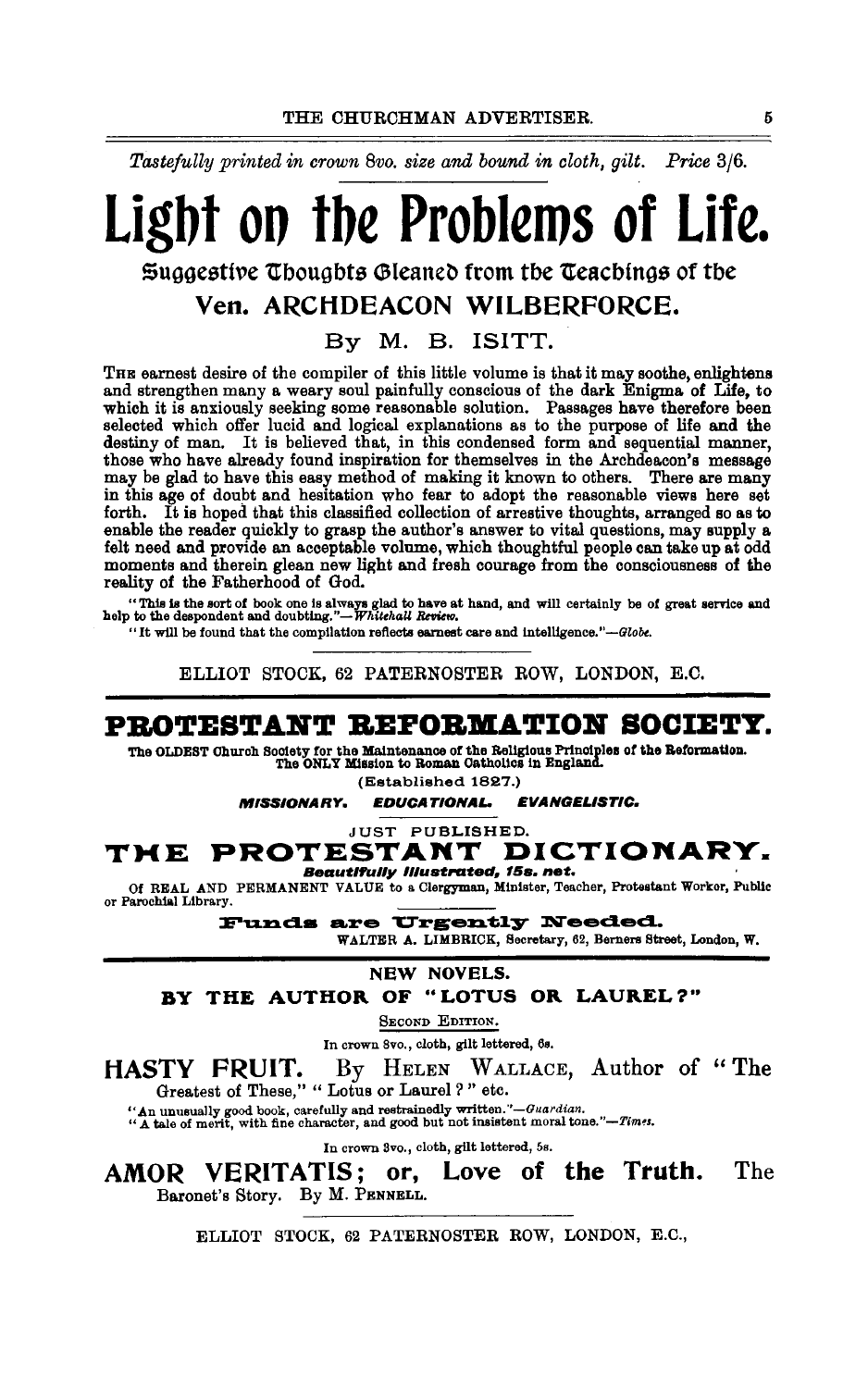*Tastefully printed in crown 8vo. size and bound in cloth, gilt. Price 3/6.*

# Light on the Problems of Life.

## Suggestive Thoughts Gleaned from the Teachings of the

## Ven. ARCHDEACON WILBERFORCE.

### By M. B. ISITT.

THE earnest desire of the compiler of this little volume is that it may soothe, enlightens and strengthen many a weary soul painfully conscious of the dark Enigma of Life, to which it is anxiously seeking some reasonable solution. Passages have therefore been selected which offer lucid and logical explanations as to the purpose of life and the destiny of man. It is believed that, in this condensed form and sequential manner, those who have already found inspiration for themselves in the Archdeacon's message may be glad to have this easy method of making it known to others. There are many in this age of doubt and hesitation who fear to adopt the reasonable views here set forth. It is hoped that this classified collection of arrestive thoughts, arranged so as to enable the reader quickly to grasp the author's answer to vital questions, may supply a felt need and provide an acceptable volume, which thoughtful people can take up at odd moments and therein glean new light and fresh courage from the consciousness of the reality of the Fatherhood of God.

"This is the sort of book one is always glad to have at hand, and will certainly be of great service and help to the despondent and doubting."—*Whitehall Review.*

"It will be found that the compilation reflects earnest care and intelligence."—*Globe.*

ELLIOT STOCK, 62 PATERNOSTER ROW, LONDON, E.C.

---

# PROTESTANT REFORMATION SOCIETY.

The OLDEST Church Society for the Maintenance of the Religious Principles of the Reformation. The ONLY Mission to Roman Catholics in England.

(Established 1827.)

***MISSIONARY. EDUCATIONAL. EVANGELISTIC.***

JUST PUBLISHED.

## THE PROTESTANT DICTIONARY.

***Beautifully Illustrated, 15s. net.***

Of REAL AND PERMANENT VALUE to a Clergyman, Minister, Teacher, Protestant Worker, Public or Parochial Library.

**Funds are Urgently Needed.**

WALTER A. LIMBRICK, Secretary, 62, Berners Street, London, W.

---

NEW NOVELS.

**BY THE AUTHOR OF "LOTUS OR LAUREL?"**

SECOND EDITION.

In crown 8vo., cloth, gilt lettered, 6s.

**HASTY FRUIT.** By HELEN WALLACE, Author of "The Greatest of These," "Lotus or Laurel?" etc.

"An unusually good book, carefully and restrainedly written."—*Guardian.*
"A tale of merit, with fine character, and good but not insistent moral tone."—*Times.*

In crown 8vo., cloth, gilt lettered, 5s.

**AMOR VERITATIS; or, Love of the Truth.** The Baronet's Story. By M. PENNELL.

ELLIOT STOCK, 62 PATERNOSTER ROW, LONDON, E.C.,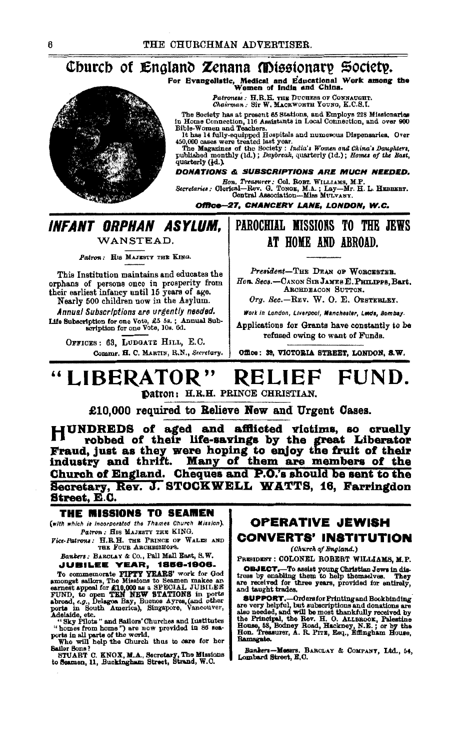# Church of England Zenana Missionary Society.

**For Evangelistic, Medical and Educational Work among the Women of India and China.**

*Patroness:* H.R.H. THE DUCHESS OF CONNAUGHT.
*Chairman:* Sir W. MACKWORTH YOUNG, K.C.S.I.

The Society has at present 65 Stations, and Employs 228 Missionaries in Home Connection, 116 Assistants in Local Connection, and over 900 Bible-Women and Teachers.

It has 14 fully-equipped Hospitals and numerous Dispensaries. Over 450,000 cases were treated last year.

The Magazines of the Society: *India's Women and China's Daughters*, published monthly (1d.); *Daybreak*, quarterly (1d.); *Homes of the East*, quarterly (½d.).

***DONATIONS & SUBSCRIPTIONS ARE MUCH NEEDED.***

*Hon. Treasurer:* Col. ROBT. WILLIAMS, M.P.
*Secretaries:* Clerical—Rev. G. TONGE, M.A.; Lay—Mr. H. L. HEBBERT.
Central Association—Miss MULVANY.

***Office—27, CHANCERY LANE, LONDON, W.C.***

---

## *INFANT ORPHAN ASYLUM,*

WANSTEAD.

*Patron:* HIS MAJESTY THE KING.

This Institution maintains and educates the orphans of persons once in prosperity from their earliest infancy until 15 years of age.

Nearly 500 children now in the Asylum.

*Annual Subscriptions are urgently needed.*

Life Subscription for one Vote, £5 5s.; Annual Subscription for one Vote, 10s. 6d.

OFFICES: 63, LUDGATE HILL, E.C.

Commr. H. C. MARTIN, R.N., *Secretary.*

---

## PAROCHIAL MISSIONS TO THE JEWS AT HOME AND ABROAD.

*President*—THE DEAN OF WORCESTER.
*Hon. Secs.*—CANON SIR JAMES E. PHILIPPS, Bart.
ARCHDEACON SUTTON.
*Org. Sec.*—REV. W. O. E. OESTERLEY.

*Work in London, Liverpool, Manchester, Leeds, Bombay.*

Applications for Grants have constantly to be refused owing to want of Funds.

Office: 39, VICTORIA STREET, LONDON, S.W.

---

# "LIBERATOR" RELIEF FUND.

**Patron: H.R.H. PRINCE CHRISTIAN.**

**£10,000 required to Relieve New and Urgent Cases.**

**HUNDREDS of aged and afflicted victims, so cruelly robbed of their life-savings by the great Liberator Fraud, just as they were hoping to enjoy the fruit of their industry and thrift. Many of them are members of the Church of England. Cheques and P.O.'s should be sent to the Secretary, Rev. J. STOCKWELL WATTS, 16, Farringdon Street, E.C.**

---

## THE MISSIONS TO SEAMEN

*(with which is incorporated the Thames Church Mission).*

*Patron:* HIS MAJESTY THE KING.
*Vice-Patrons:* H.R.H. THE PRINCE OF WALES AND THE FOUR ARCHBISHOPS.

*Bankers:* BARCLAY & Co., Pall Mall East, S.W.

**JUBILEE YEAR, 1856-1906.**

To commemorate **FIFTY YEARS'** work for God amongst sailors, The Missions to Seamen makes an earnest appeal for **£10,000** as a SPECIAL JUBILEE FUND, to open **TEN NEW STATIONS** in ports abroad, *e.g.*, Delagoa Bay, Buenos Ayres, (and other ports in South America), Singapore, Vancouver, Adelaide, etc.

"Sky Pilots" and Sailors' Churches and Institutes ("homes from home") are now provided in 86 seaports in all parts of the world.

Who will help the Church thus to care for her Sailor Sons?

STUART C. KNOX, M.A., Secretary, The Missions to Seamen, 11, Buckingham Street, Strand, W.C.

---

## OPERATIVE JEWISH CONVERTS' INSTITUTION

*(Church of England.)*

PRESIDENT: COLONEL ROBERT WILLIAMS, M.P.

**OBJECT.**—To assist young Christian Jews in distress by enabling them to help themselves. They are received for three years, provided for entirely, and taught trades.

**SUPPORT.**—Orders for Printing and Bookbinding are very helpful, but subscriptions and donations are also needed, and will be most thankfully received by the Principal, the Rev. H. O. ALLBROOK, Palestine House, 58, Bodney Road, Hackney, N.E.; or by the Hon. Treasurer, A. R. PITE, Esq., Effingham House, Ramsgate.

*Bankers*—Messrs. BARCLAY & COMPANY, Ltd., 54, Lombard Street, E.C.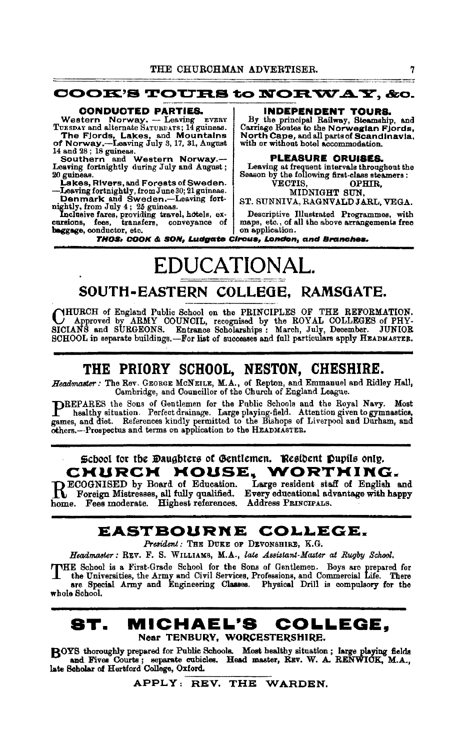## COOK'S TOURS to NORWAY, &c.

**CONDUCTED PARTIES.**

**Western Norway.** — Leaving EVERY TUESDAY and alternate SATURDAYS; 14 guineas.

**The Fjords, Lakes, and Mountains of Norway.**—Leaving July 3, 17, 31, August 14 and 28; 18 guineas.

**Southern and Western Norway.**—Leaving fortnightly during July and August; 20 guineas.

**Lakes, Rivers, and Forests of Sweden.**—Leaving fortnightly, from June 30; 21 guineas.

**Denmark and Sweden.**—Leaving fortnightly, from July 4; 25 guineas.

Inclusive fares, providing travel, hotels, excursions, fees, transfers, conveyance of baggage, conductor, etc.

**INDEPENDENT TOURS.**

By the principal Railway, Steamship, and Carriage Routes to the **Norwegian Fjords, North Cape,** and all parts of **Scandinavia,** with or without hotel accommodation.

**PLEASURE CRUISES.**

Leaving at frequent intervals throughout the Season by the following first-class steamers:
VECTIS, OPHIR,
MIDNIGHT SUN,
ST. SUNNIVA, RAGNVALD JARL, VEGA.

Descriptive Illustrated Programmes, with maps, etc., of all the above arrangements free on application.

***THOS. COOK & SON, Ludgate Circus, London, and Branches.***

# EDUCATIONAL.

## SOUTH-EASTERN COLLEGE, RAMSGATE.

CHURCH of England Public School on the PRINCIPLES OF THE REFORMATION. Approved by ARMY COUNCIL, recognised by the ROYAL COLLEGES of PHYSICIANS and SURGEONS. Entrance Scholarships: March, July, December. JUNIOR SCHOOL in separate buildings.—For list of successes and full particulars apply HEADMASTER.

## THE PRIORY SCHOOL, NESTON, CHESHIRE.

*Headmaster:* The Rev. GEORGE MCNEILE, M.A., of Repton, and Emmanuel and Ridley Hall, Cambridge, and Councillor of the Church of England League.

PREPARES the Sons of Gentlemen for the Public Schools and the Royal Navy. Most healthy situation. Perfect drainage. Large playing-field. Attention given to gymnastics, games, and diet. References kindly permitted to the Bishops of Liverpool and Durham, and others.—Prospectus and terms on application to the HEADMASTER.

### School for the Daughters of Gentlemen. Resident Pupils only.

## CHURCH HOUSE, WORTHING.

RECOGNISED by Board of Education. Large resident staff of English and Foreign Mistresses, all fully qualified. Every educational advantage with happy home. Fees moderate. Highest references. Address PRINCIPALS.

## EASTBOURNE COLLEGE.

*President:* THE DUKE OF DEVONSHIRE, K.G.

*Headmaster:* REV. F. S. WILLIAMS, M.A., *late Assistant-Master at Rugby School.*

THE School is a First-Grade School for the Sons of Gentlemen. Boys are prepared for the Universities, the Army and Civil Services, Professions, and Commercial Life. There are Special Army and Engineering Classes. Physical Drill is compulsory for the whole School.

## ST. MICHAEL'S COLLEGE,

**Near TENBURY, WORCESTERSHIRE.**

BOYS thoroughly prepared for Public Schools. Most healthy situation; large playing fields and Fives Courts; separate cubicles. Head master, REV. W. A. RENWICK, M.A., late Scholar of Hertford College, Oxford.

**APPLY: REV. THE WARDEN.**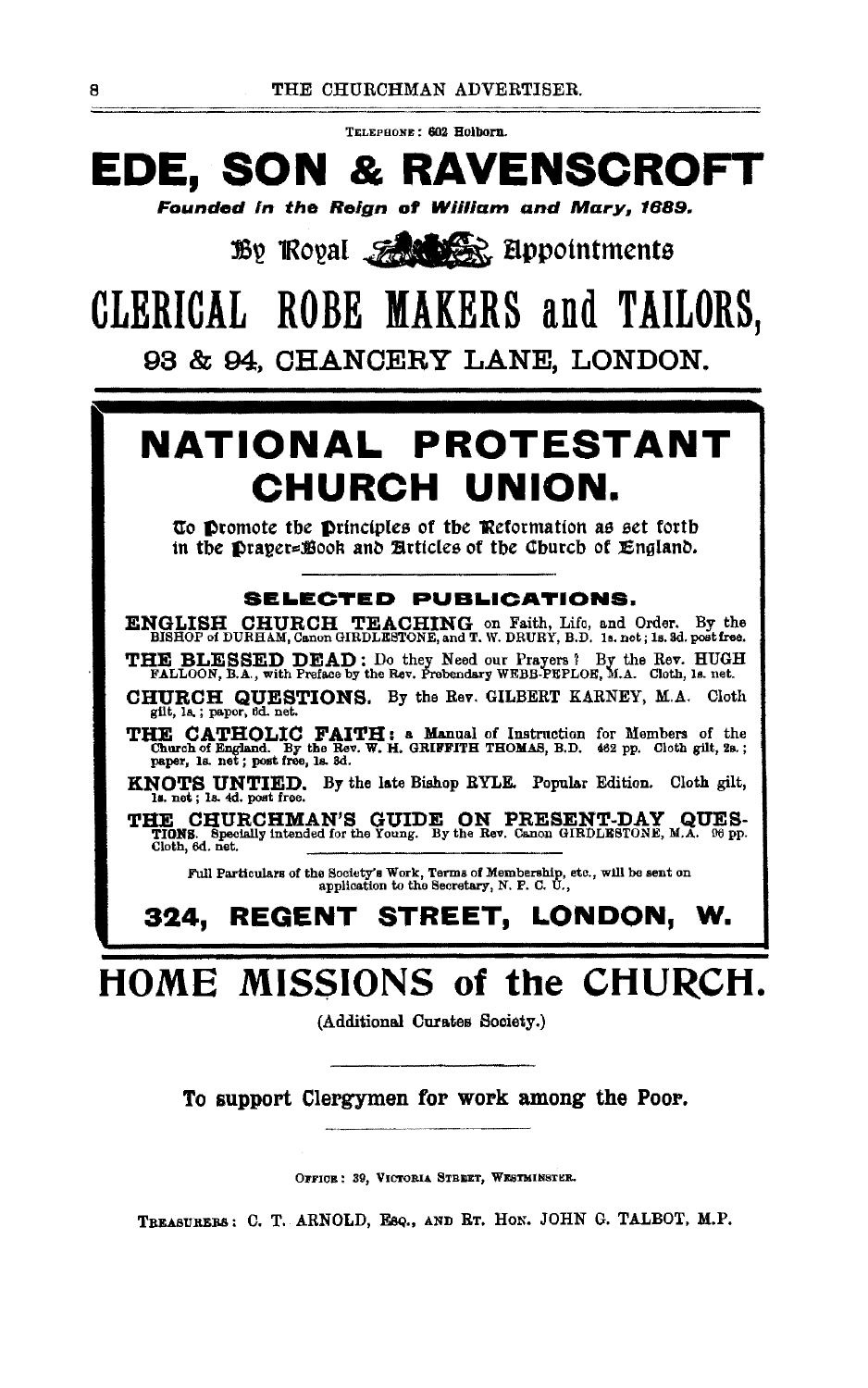TELEPHONE: 602 Holborn.

# EDE, SON & RAVENSCROFT

***Founded in the Reign of William and Mary, 1689.***

By Royal Appointments

# CLERICAL ROBE MAKERS and TAILORS,

## 93 & 94, CHANCERY LANE, LONDON.

---

# NATIONAL PROTESTANT CHURCH UNION.

To Promote the Principles of the Reformation as set forth in the Prayer-Book and Articles of the Church of England.

### SELECTED PUBLICATIONS.

**ENGLISH CHURCH TEACHING** on Faith, Life, and Order. By the BISHOP of DURHAM, Canon GIRDLESTONE, and T. W. DRURY, B.D. 1s. net; 1s. 3d. post free.

**THE BLESSED DEAD:** Do they Need our Prayers? By the Rev. HUGH FALLOON, B.A., with Preface by the Rev. Prebendary WEBB-PEPLOE, M.A. Cloth, 1s. net.

**CHURCH QUESTIONS.** By the Rev. GILBERT KARNEY, M.A. Cloth gilt, 1s.; paper, 6d. net.

**THE CATHOLIC FAITH:** a Manual of Instruction for Members of the Church of England. By the Rev. W. H. GRIFFITH THOMAS, B.D. 462 pp. Cloth gilt, 2s.; paper, 1s. net; post free, 1s. 3d.

**KNOTS UNTIED.** By the late Bishop RYLE. Popular Edition. Cloth gilt, 1s. net; 1s. 4d. post free.

**THE CHURCHMAN'S GUIDE ON PRESENT-DAY QUESTIONS.** Specially intended for the Young. By the Rev. Canon GIRDLESTONE, M.A. 96 pp. Cloth, 6d. net.

Full Particulars of the Society's Work, Terms of Membership, etc., will be sent on application to the Secretary, N. P. C. U.,

## 324, REGENT STREET, LONDON, W.

---

# HOME MISSIONS of the CHURCH.

(Additional Curates Society.)

**To support Clergymen for work among the Poor.**

OFFICE: 39, VICTORIA STREET, WESTMINSTER.

TREASURERS: C. T. ARNOLD, ESQ., AND RT. HON. JOHN G. TALBOT, M.P.